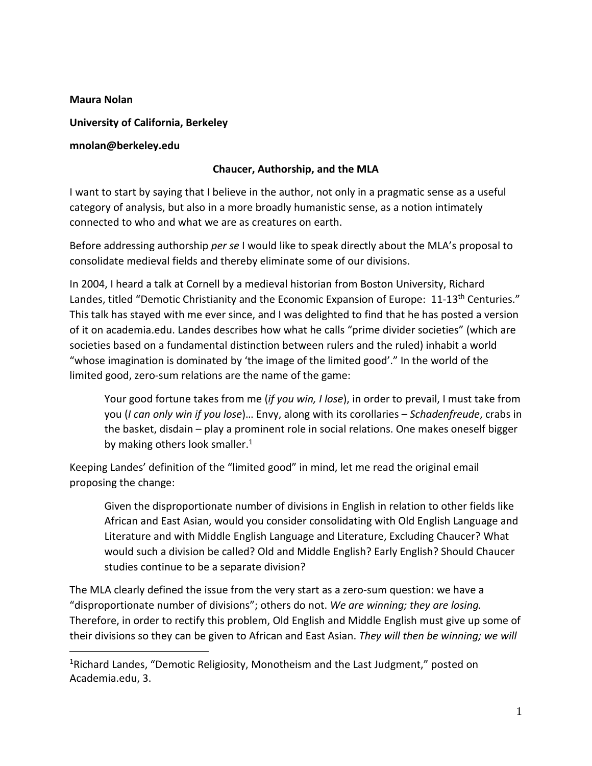**Maura Nolan**

**University of California, Berkeley**

**mnolan@berkeley.edu**

## Chaucer, Authorship, and the MLA

I want to start by saying that I believe in the author, not only in a pragmatic sense as a useful category of analysis, but also in a more broadly humanistic sense, as a notion intimately connected to who and what we are as creatures on earth.

Before addressing authorship *per se* I would like to speak directly about the MLA's proposal to consolidate medieval fields and thereby eliminate some of our divisions.

In 2004, I heard a talk at Cornell by a medieval historian from Boston University, Richard Landes, titled "Demotic Christianity and the Economic Expansion of Europe: 11-13th Centuries." This talk has stayed with me ever since, and I was delighted to find that he has posted a version of it on academia.edu. Landes describes how what he calls "prime divider societies" (which are societies based on a fundamental distinction between rulers and the ruled) inhabit a world "whose imagination is dominated by 'the image of the limited good'." In the world of the limited good, zero-sum relations are the name of the game:

> Your good fortune takes from me (*if you win, I lose*), in order to prevail, I must take from you (*I can only win if you lose*)… Envy, along with its corollaries – *Schadenfreude*, crabs in the basket, disdain – play a prominent role in social relations. One makes oneself bigger by making others look smaller.[1]

Keeping Landes' definition of the "limited good" in mind, let me read the original email proposing the change:

> Given the disproportionate number of divisions in English in relation to other fields like African and East Asian, would you consider consolidating with Old English Language and Literature and with Middle English Language and Literature, Excluding Chaucer? What would such a division be called? Old and Middle English? Early English? Should Chaucer studies continue to be a separate division?

The MLA clearly defined the issue from the very start as a zero-sum question: we have a "disproportionate number of divisions"; others do not. *We are winning; they are losing.* Therefore, in order to rectify this problem, Old English and Middle English must give up some of their divisions so they can be given to African and East Asian. *They will then be winning; we will*

---

[1] Richard Landes, "Demotic Religiosity, Monotheism and the Last Judgment," posted on Academia.edu, 3.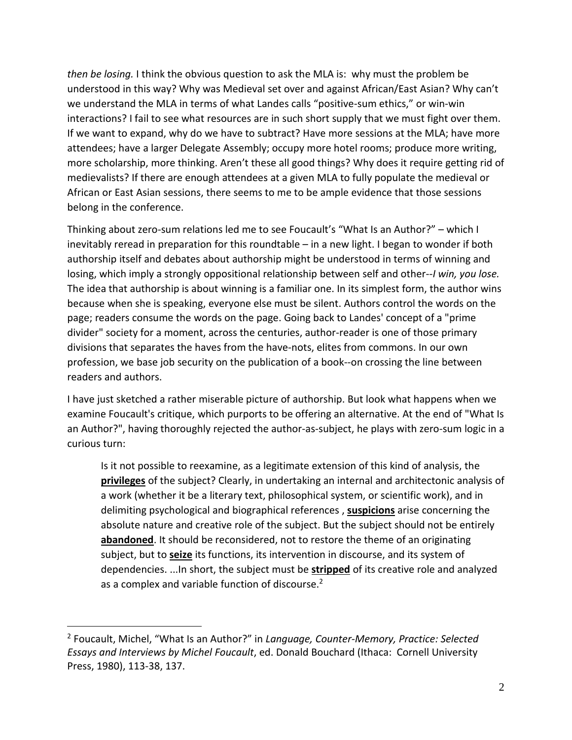*then be losing.* I think the obvious question to ask the MLA is: why must the problem be understood in this way? Why was Medieval set over and against African/East Asian? Why can't we understand the MLA in terms of what Landes calls "positive-sum ethics," or win-win interactions? I fail to see what resources are in such short supply that we must fight over them. If we want to expand, why do we have to subtract? Have more sessions at the MLA; have more attendees; have a larger Delegate Assembly; occupy more hotel rooms; produce more writing, more scholarship, more thinking. Aren't these all good things? Why does it require getting rid of medievalists? If there are enough attendees at a given MLA to fully populate the medieval or African or East Asian sessions, there seems to me to be ample evidence that those sessions belong in the conference.

Thinking about zero-sum relations led me to see Foucault's "What Is an Author?" – which I inevitably reread in preparation for this roundtable – in a new light. I began to wonder if both authorship itself and debates about authorship might be understood in terms of winning and losing, which imply a strongly oppositional relationship between self and other--*I win, you lose.* The idea that authorship is about winning is a familiar one. In its simplest form, the author wins because when she is speaking, everyone else must be silent. Authors control the words on the page; readers consume the words on the page. Going back to Landes' concept of a "prime divider" society for a moment, across the centuries, author-reader is one of those primary divisions that separates the haves from the have-nots, elites from commons. In our own profession, we base job security on the publication of a book--on crossing the line between readers and authors.

I have just sketched a rather miserable picture of authorship. But look what happens when we examine Foucault's critique, which purports to be offering an alternative. At the end of "What Is an Author?", having thoroughly rejected the author-as-subject, he plays with zero-sum logic in a curious turn:

> Is it not possible to reexamine, as a legitimate extension of this kind of analysis, the **privileges** of the subject? Clearly, in undertaking an internal and architectonic analysis of a work (whether it be a literary text, philosophical system, or scientific work), and in delimiting psychological and biographical references , **suspicions** arise concerning the absolute nature and creative role of the subject. But the subject should not be entirely **abandoned**. It should be reconsidered, not to restore the theme of an originating subject, but to **seize** its functions, its intervention in discourse, and its system of dependencies. ...In short, the subject must be **stripped** of its creative role and analyzed as a complex and variable function of discourse.[2]

---

[2] Foucault, Michel, "What Is an Author?" in *Language, Counter-Memory, Practice: Selected Essays and Interviews by Michel Foucault*, ed. Donald Bouchard (Ithaca: Cornell University Press, 1980), 113-38, 137.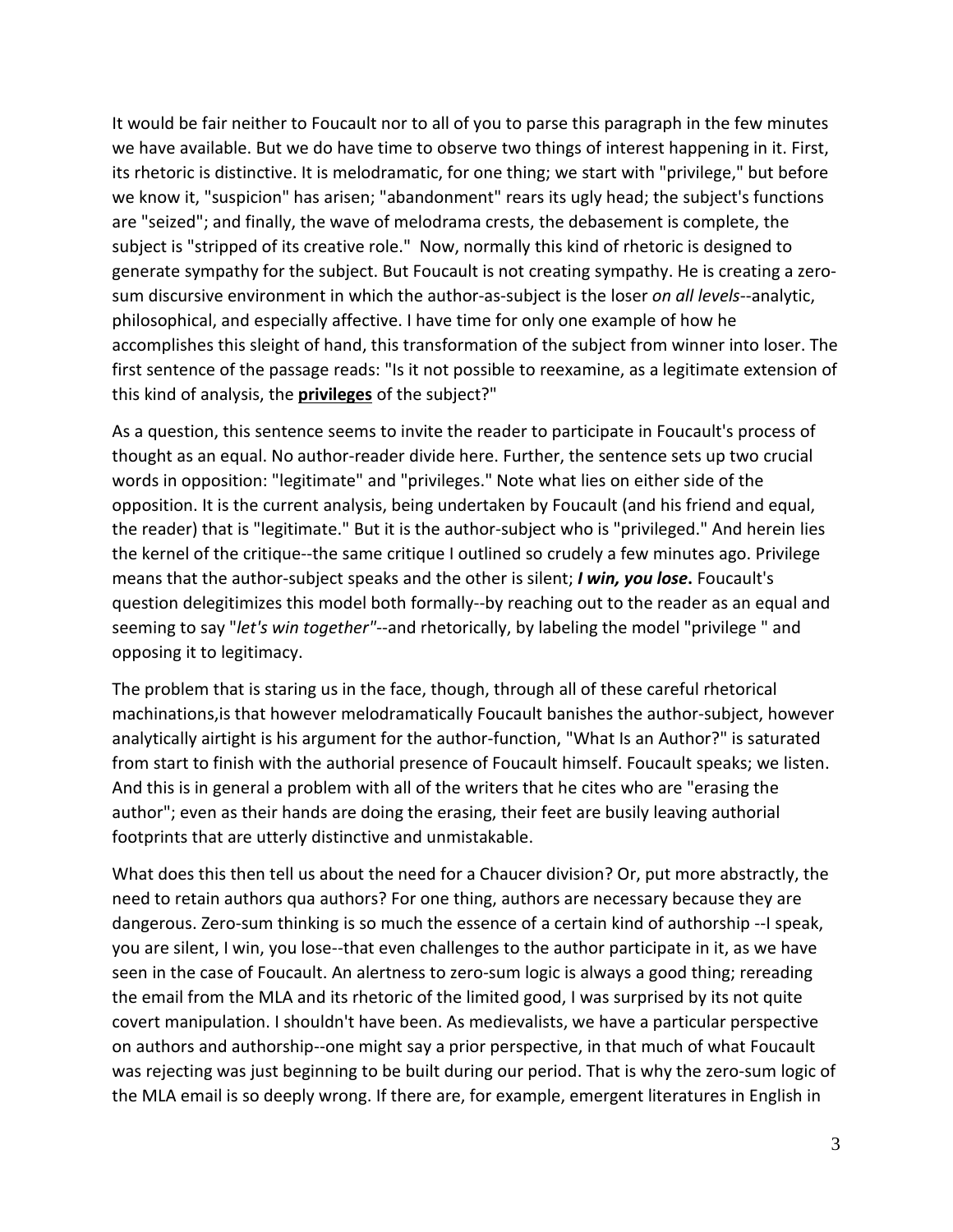It would be fair neither to Foucault nor to all of you to parse this paragraph in the few minutes we have available. But we do have time to observe two things of interest happening in it. First, its rhetoric is distinctive. It is melodramatic, for one thing; we start with "privilege," but before we know it, "suspicion" has arisen; "abandonment" rears its ugly head; the subject's functions are "seized"; and finally, the wave of melodrama crests, the debasement is complete, the subject is "stripped of its creative role." Now, normally this kind of rhetoric is designed to generate sympathy for the subject. But Foucault is not creating sympathy. He is creating a zero-sum discursive environment in which the author-as-subject is the loser *on all levels*--analytic, philosophical, and especially affective. I have time for only one example of how he accomplishes this sleight of hand, this transformation of the subject from winner into loser. The first sentence of the passage reads: "Is it not possible to reexamine, as a legitimate extension of this kind of analysis, the <u>**privileges**</u> of the subject?"

As a question, this sentence seems to invite the reader to participate in Foucault's process of thought as an equal. No author-reader divide here. Further, the sentence sets up two crucial words in opposition: "legitimate" and "privileges." Note what lies on either side of the opposition. It is the current analysis, being undertaken by Foucault (and his friend and equal, the reader) that is "legitimate." But it is the author-subject who is "privileged." And herein lies the kernel of the critique--the same critique I outlined so crudely a few minutes ago. Privilege means that the author-subject speaks and the other is silent; ***I win, you lose*.** Foucault's question delegitimizes this model both formally--by reaching out to the reader as an equal and seeming to say "*let's win together"*--and rhetorically, by labeling the model "privilege " and opposing it to legitimacy.

The problem that is staring us in the face, though, through all of these careful rhetorical machinations,is that however melodramatically Foucault banishes the author-subject, however analytically airtight is his argument for the author-function, "What Is an Author?" is saturated from start to finish with the authorial presence of Foucault himself. Foucault speaks; we listen. And this is in general a problem with all of the writers that he cites who are "erasing the author"; even as their hands are doing the erasing, their feet are busily leaving authorial footprints that are utterly distinctive and unmistakable.

What does this then tell us about the need for a Chaucer division? Or, put more abstractly, the need to retain authors qua authors? For one thing, authors are necessary because they are dangerous. Zero-sum thinking is so much the essence of a certain kind of authorship --I speak, you are silent, I win, you lose--that even challenges to the author participate in it, as we have seen in the case of Foucault. An alertness to zero-sum logic is always a good thing; rereading the email from the MLA and its rhetoric of the limited good, I was surprised by its not quite covert manipulation. I shouldn't have been. As medievalists, we have a particular perspective on authors and authorship--one might say a prior perspective, in that much of what Foucault was rejecting was just beginning to be built during our period. That is why the zero-sum logic of the MLA email is so deeply wrong. If there are, for example, emergent literatures in English in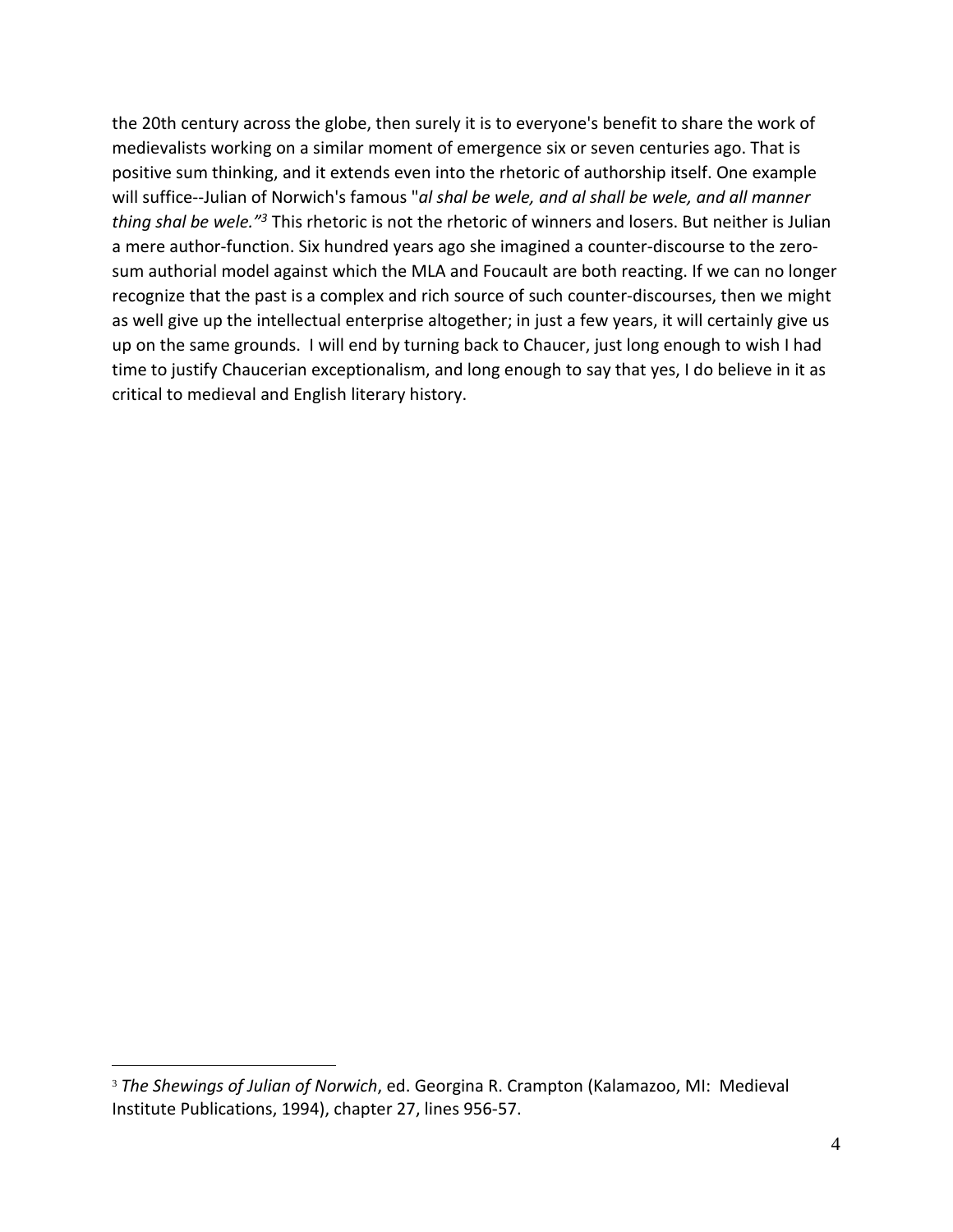the 20th century across the globe, then surely it is to everyone's benefit to share the work of medievalists working on a similar moment of emergence six or seven centuries ago. That is positive sum thinking, and it extends even into the rhetoric of authorship itself. One example will suffice--Julian of Norwich's famous "*al shal be wele, and al shall be wele, and all manner thing shal be wele."*[3] This rhetoric is not the rhetoric of winners and losers. But neither is Julian a mere author-function. Six hundred years ago she imagined a counter-discourse to the zero-sum authorial model against which the MLA and Foucault are both reacting. If we can no longer recognize that the past is a complex and rich source of such counter-discourses, then we might as well give up the intellectual enterprise altogether; in just a few years, it will certainly give us up on the same grounds. I will end by turning back to Chaucer, just long enough to wish I had time to justify Chaucerian exceptionalism, and long enough to say that yes, I do believe in it as critical to medieval and English literary history.

---

[3] *The Shewings of Julian of Norwich*, ed. Georgina R. Crampton (Kalamazoo, MI: Medieval Institute Publications, 1994), chapter 27, lines 956-57.